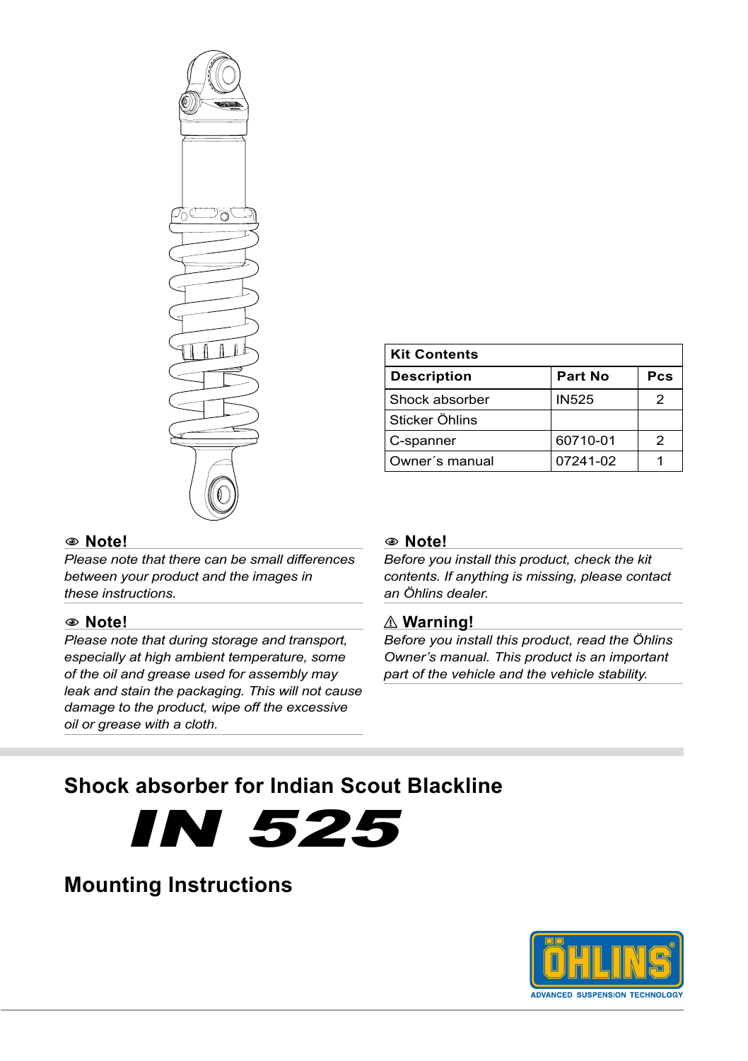| Kit Contents | | |
|---|---|---|
| **Description** | **Part No** | **Pcs** |
| Shock absorber | IN525 | 2 |
| Sticker Öhlins | | |
| C-spanner | 60710-01 | 2 |
| Owner´s manual | 07241-02 | 1 |

### Note!

*Please note that there can be small differences between your product and the images in these instructions.*

### Note!

*Please note that during storage and transport, especially at high ambient temperature, some of the oil and grease used for assembly may leak and stain the packaging. This will not cause damage to the product, wipe off the excessive oil or grease with a cloth.*

### Note!

*Before you install this product, check the kit contents. If anything is missing, please contact an Öhlins dealer.*

### ⚠ Warning!

*Before you install this product, read the Öhlins Owner's manual. This product is an important part of the vehicle and the vehicle stability.*

## Shock absorber for Indian Scout Blackline

# IN 525

## Mounting Instructions

ÖHLINS ADVANCED SUSPENSION TECHNOLOGY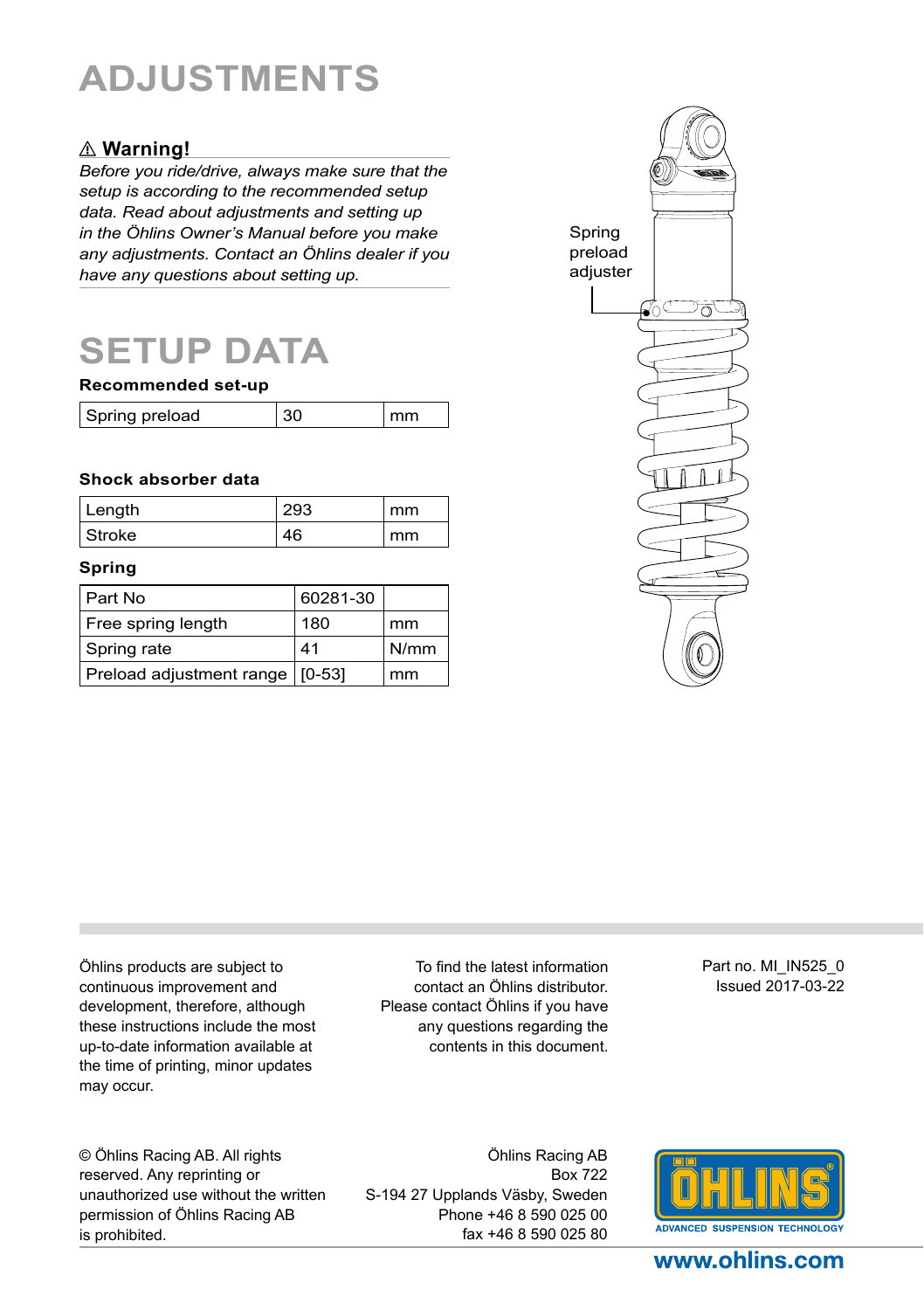# ADJUSTMENTS

### ⚠ Warning!

*Before you ride/drive, always make sure that the setup is according to the recommended setup data. Read about adjustments and setting up in the Öhlins Owner's Manual before you make any adjustments. Contact an Öhlins dealer if you have any questions about setting up.*

Spring preload adjuster

# SETUP DATA

**Recommended set-up**

| | | |
|---|---|---|
| Spring preload | 30 | mm |

**Shock absorber data**

| | | |
|---|---|---|
| Length | 293 | mm |
| Stroke | 46 | mm |

**Spring**

| | | |
|---|---|---|
| Part No | 60281-30 | |
| Free spring length | 180 | mm |
| Spring rate | 41 | N/mm |
| Preload adjustment range | [0-53] | mm |

Öhlins products are subject to continuous improvement and development, therefore, although these instructions include the most up-to-date information available at the time of printing, minor updates may occur.

To find the latest information contact an Öhlins distributor. Please contact Öhlins if you have any questions regarding the contents in this document.

Part no. MI_IN525_0
Issued 2017-03-22

© Öhlins Racing AB. All rights reserved. Any reprinting or unauthorized use without the written permission of Öhlins Racing AB is prohibited.

Öhlins Racing AB
Box 722
S-194 27 Upplands Väsby, Sweden
Phone +46 8 590 025 00
fax +46 8 590 025 80

ÖHLINS ADVANCED SUSPENSION TECHNOLOGY

www.ohlins.com